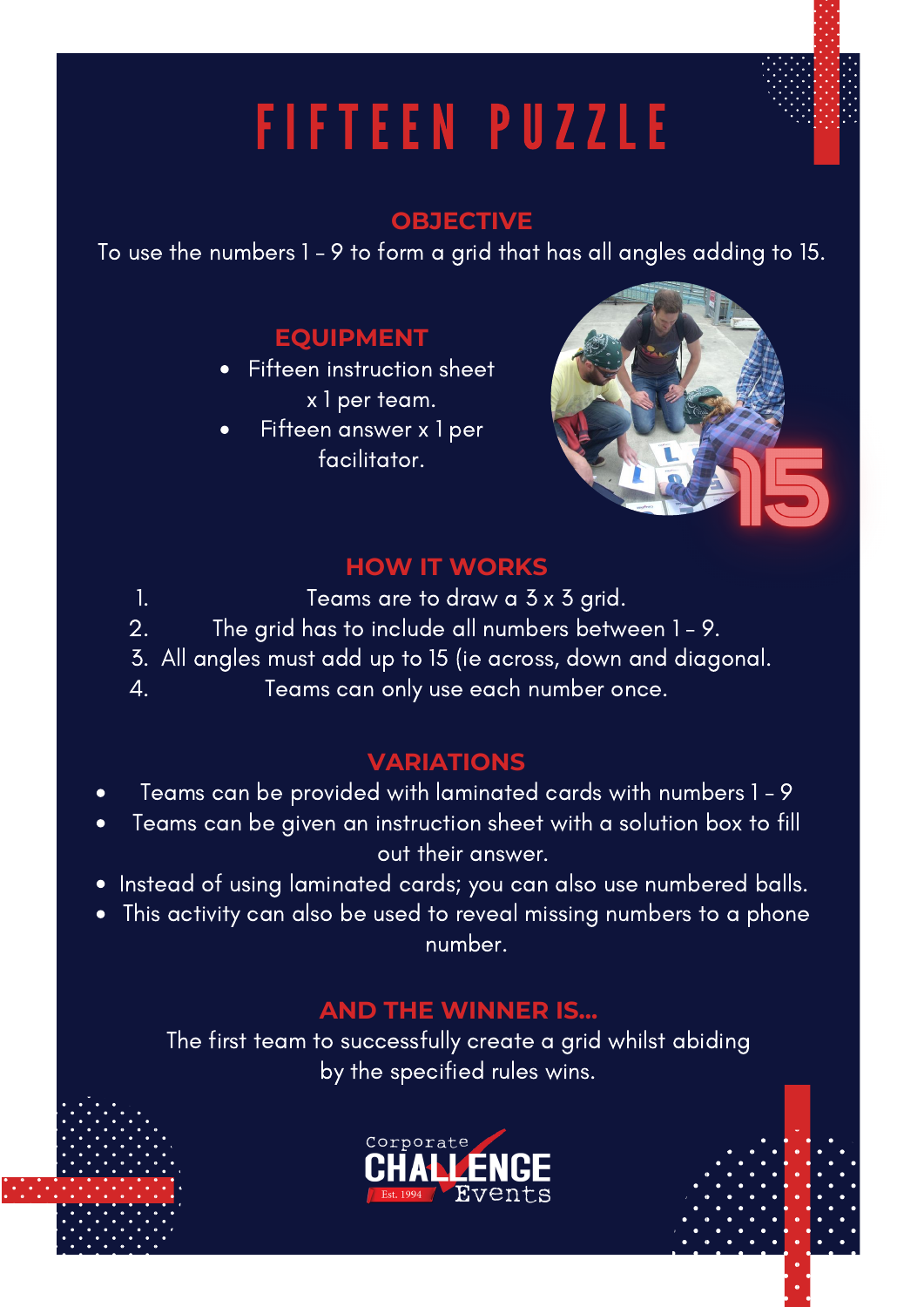# FIFTEEN PUZZLE

## OBJECTIVE

To use the numbers 1 – 9 to form a grid that has all angles adding to 15.

## EQUIPMENT

- Fifteen instruction sheet x 1 per team.
- Fifteen answer x 1 per facilitator.

## HOW IT WORKS

1. Teams are to draw a 3 x 3 grid.
2. The grid has to include all numbers between 1 – 9.
3. All angles must add up to 15 (ie across, down and diagonal.
4. Teams can only use each number once.

## VARIATIONS

- Teams can be provided with laminated cards with numbers 1 – 9
- Teams can be given an instruction sheet with a solution box to fill out their answer.
- Instead of using laminated cards; you can also use numbered balls.
- This activity can also be used to reveal missing numbers to a phone number.

## AND THE WINNER IS...

The first team to successfully create a grid whilst abiding by the specified rules wins.

Corporate CHALLENGE Events Est. 1994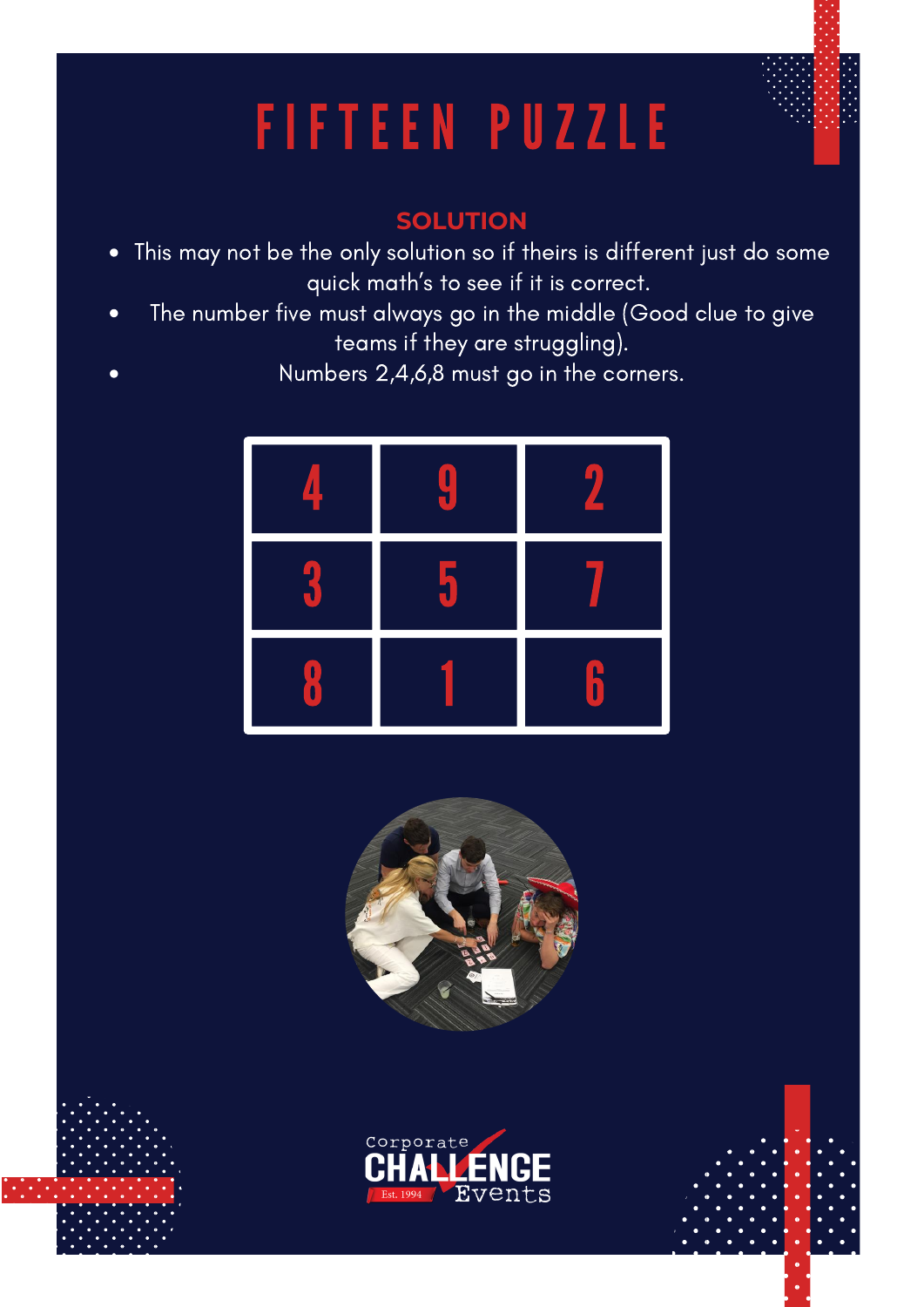# FIFTEEN PUZZLE

## SOLUTION

- This may not be the only solution so if theirs is different just do some quick math's to see if it is correct.
- The number five must always go in the middle (Good clue to give teams if they are struggling).
- Numbers 2,4,6,8 must go in the corners.

| | | |
|---|---|---|
| 4 | 9 | 2 |
| 3 | 5 | 7 |
| 8 | 1 | 6 |

Corporate CHALLENGE Events Est. 1994